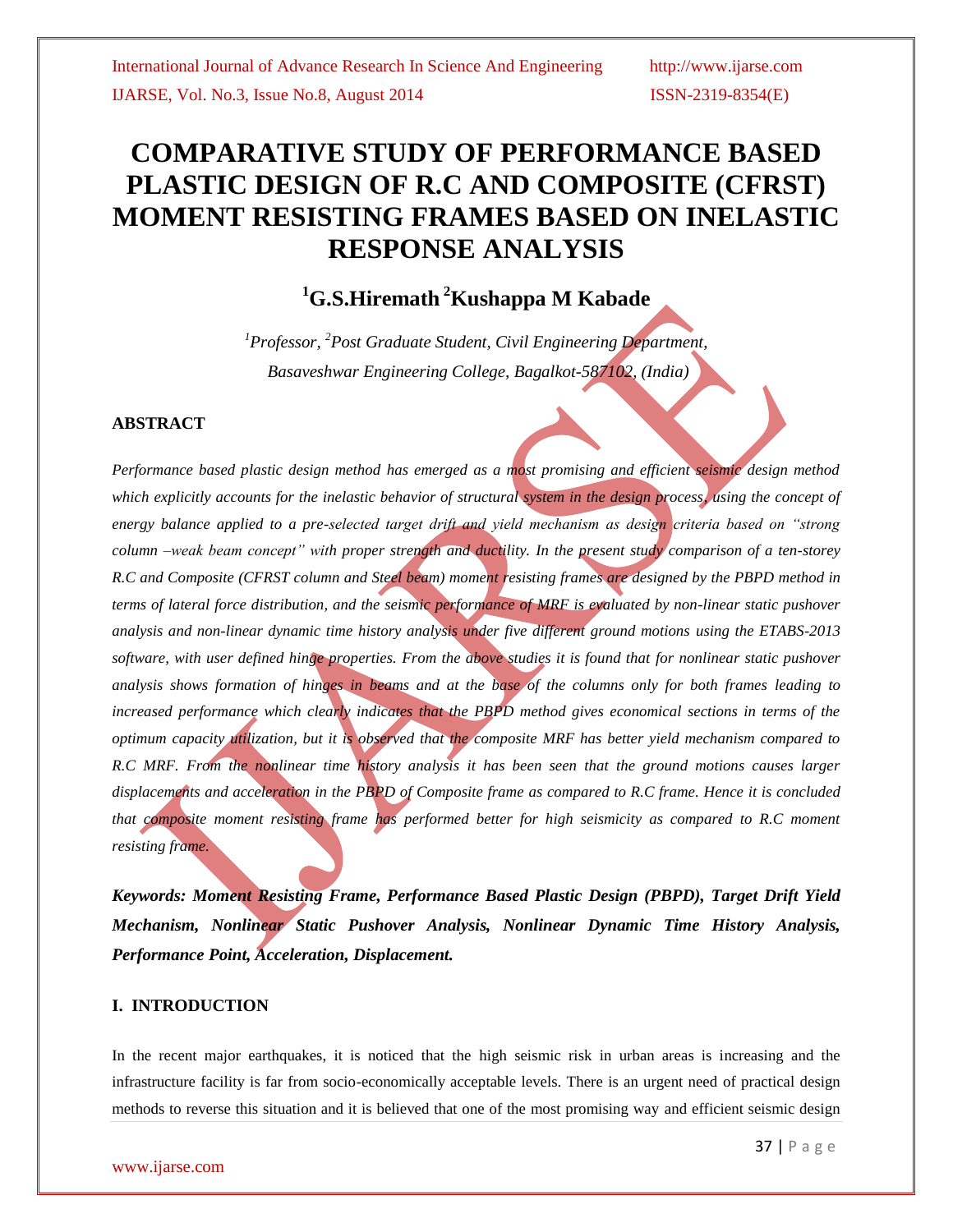# COMPARATIVE STUDY OF PERFORMANCE BASED PLASTIC DESIGN OF R.C AND COMPOSITE (CFRST) MOMENT RESISTING FRAMES BASED ON INELASTIC RESPONSE ANALYSIS

**[1]G.S.Hiremath [2]Kushappa M Kabade**

*[1]Professor, [2]Post Graduate Student, Civil Engineering Department, Basaveshwar Engineering College, Bagalkot-587102, (India)*

## ABSTRACT

*Performance based plastic design method has emerged as a most promising and efficient seismic design method which explicitly accounts for the inelastic behavior of structural system in the design process, using the concept of energy balance applied to a pre-selected target drift and yield mechanism as design criteria based on "strong column –weak beam concept" with proper strength and ductility. In the present study comparison of a ten-storey R.C and Composite (CFRST column and Steel beam) moment resisting frames are designed by the PBPD method in terms of lateral force distribution, and the seismic performance of MRF is evaluated by non-linear static pushover analysis and non-linear dynamic time history analysis under five different ground motions using the ETABS-2013 software, with user defined hinge properties. From the above studies it is found that for nonlinear static pushover analysis shows formation of hinges in beams and at the base of the columns only for both frames leading to increased performance which clearly indicates that the PBPD method gives economical sections in terms of the optimum capacity utilization, but it is observed that the composite MRF has better yield mechanism compared to R.C MRF. From the nonlinear time history analysis it has been seen that the ground motions causes larger displacements and acceleration in the PBPD of Composite frame as compared to R.C frame. Hence it is concluded that composite moment resisting frame has performed better for high seismicity as compared to R.C moment resisting frame.*

***Keywords: Moment Resisting Frame, Performance Based Plastic Design (PBPD), Target Drift Yield Mechanism, Nonlinear Static Pushover Analysis, Nonlinear Dynamic Time History Analysis, Performance Point, Acceleration, Displacement.***

## I. INTRODUCTION

In the recent major earthquakes, it is noticed that the high seismic risk in urban areas is increasing and the infrastructure facility is far from socio-economically acceptable levels. There is an urgent need of practical design methods to reverse this situation and it is believed that one of the most promising way and efficient seismic design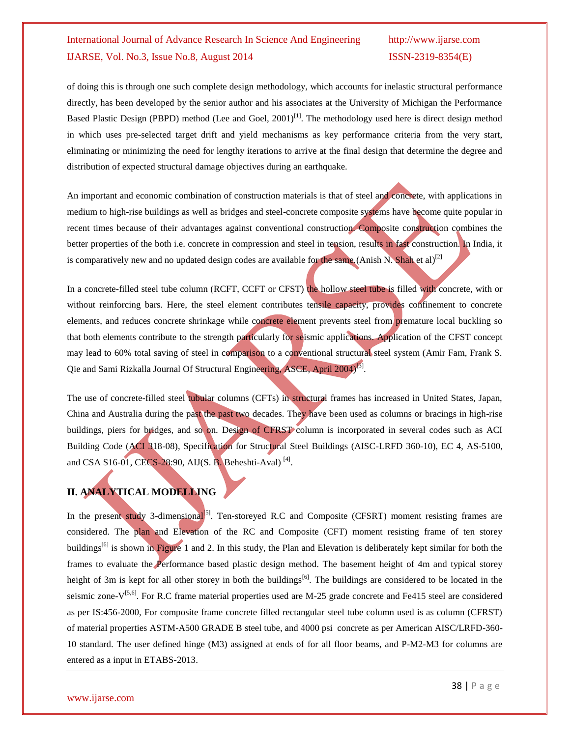of doing this is through one such complete design methodology, which accounts for inelastic structural performance directly, has been developed by the senior author and his associates at the University of Michigan the Performance Based Plastic Design (PBPD) method (Lee and Goel, 2001)[1]. The methodology used here is direct design method in which uses pre-selected target drift and yield mechanisms as key performance criteria from the very start, eliminating or minimizing the need for lengthy iterations to arrive at the final design that determine the degree and distribution of expected structural damage objectives during an earthquake.

An important and economic combination of construction materials is that of steel and concrete, with applications in medium to high-rise buildings as well as bridges and steel-concrete composite systems have become quite popular in recent times because of their advantages against conventional construction. Composite construction combines the better properties of the both i.e. concrete in compression and steel in tension, results in fast construction. In India, it is comparatively new and no updated design codes are available for the same.(Anish N. Shah et al)[2]

In a concrete-filled steel tube column (RCFT, CCFT or CFST) the hollow steel tube is filled with concrete, with or without reinforcing bars. Here, the steel element contributes tensile capacity, provides confinement to concrete elements, and reduces concrete shrinkage while concrete element prevents steel from premature local buckling so that both elements contribute to the strength particularly for seismic applications. Application of the CFST concept may lead to 60% total saving of steel in comparison to a conventional structural steel system (Amir Fam, Frank S. Qie and Sami Rizkalla Journal Of Structural Engineering, ASCE, April 2004)[3].

The use of concrete-filled steel tubular columns (CFTs) in structural frames has increased in United States, Japan, China and Australia during the past the past two decades. They have been used as columns or bracings in high-rise buildings, piers for bridges, and so on. Design of CFRST column is incorporated in several codes such as ACI Building Code (ACI 318-08), Specification for Structural Steel Buildings (AISC-LRFD 360-10), EC 4, AS-5100, and CSA S16-01, CECS-28:90, AIJ(S. B. Beheshti-Aval) [4].

## II. ANALYTICAL MODELLING

In the present study 3-dimensional[5]. Ten-storeyed R.C and Composite (CFSRT) moment resisting frames are considered. The plan and Elevation of the RC and Composite (CFT) moment resisting frame of ten storey buildings[6] is shown in Figure 1 and 2. In this study, the Plan and Elevation is deliberately kept similar for both the frames to evaluate the Performance based plastic design method. The basement height of 4m and typical storey height of 3m is kept for all other storey in both the buildings[6]. The buildings are considered to be located in the seismic zone-V[5,6]. For R.C frame material properties used are M-25 grade concrete and Fe415 steel are considered as per IS:456-2000, For composite frame concrete filled rectangular steel tube column used is as column (CFRST) of material properties ASTM-A500 GRADE B steel tube, and 4000 psi concrete as per American AISC/LRFD-360-10 standard. The user defined hinge (M3) assigned at ends of for all floor beams, and P-M2-M3 for columns are entered as a input in ETABS-2013.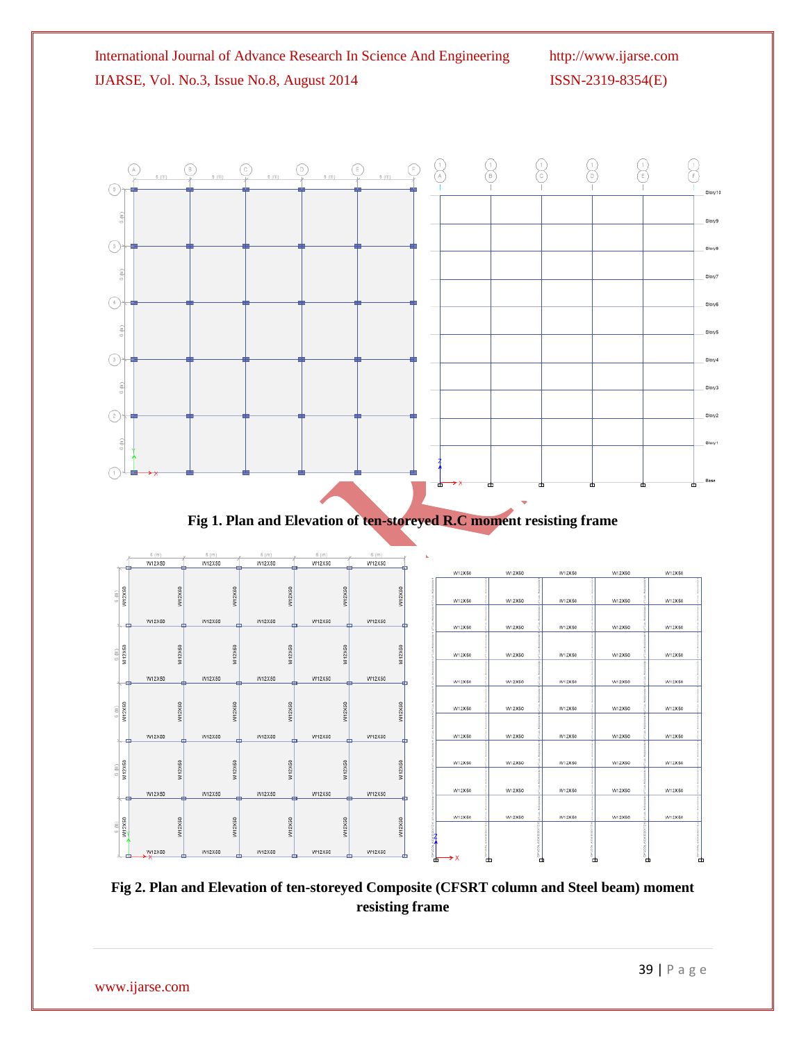Fig 1. Plan and Elevation of ten-storeyed R.C moment resisting frame

Fig 2. Plan and Elevation of ten-storeyed Composite (CFSRT column and Steel beam) moment resisting frame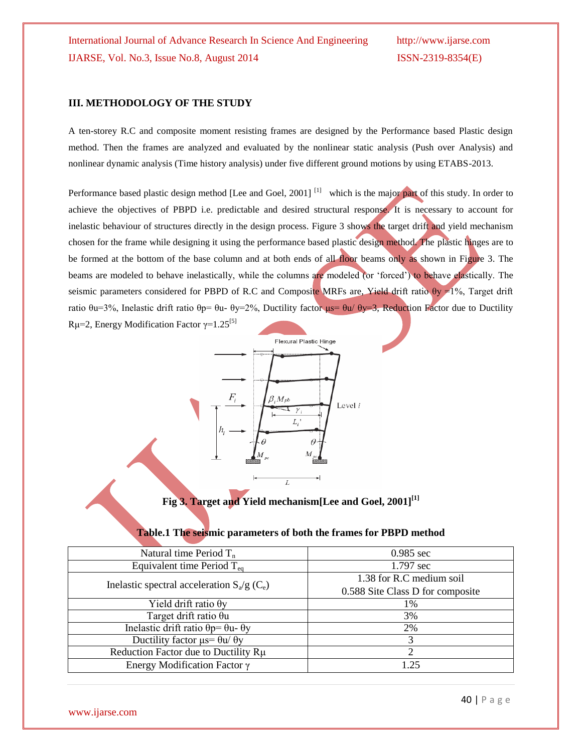## III. METHODOLOGY OF THE STUDY

A ten-storey R.C and composite moment resisting frames are designed by the Performance based Plastic design method. Then the frames are analyzed and evaluated by the nonlinear static analysis (Push over Analysis) and nonlinear dynamic analysis (Time history analysis) under five different ground motions by using ETABS-2013.

Performance based plastic design method [Lee and Goel, 2001] [1] which is the major part of this study. In order to achieve the objectives of PBPD i.e. predictable and desired structural response. It is necessary to account for inelastic behaviour of structures directly in the design process. Figure 3 shows the target drift and yield mechanism chosen for the frame while designing it using the performance based plastic design method. The plastic hinges are to be formed at the bottom of the base column and at both ends of all floor beams only as shown in Figure 3. The beams are modeled to behave inelastically, while the columns are modeled (or 'forced') to behave elastically. The seismic parameters considered for PBPD of R.C and Composite MRFs are, Yield drift ratio $\theta y$ =1%, Target drift ratio $\theta u$=3%, Inelastic drift ratio $\theta p = \theta u - \theta y$=2%, Ductility factor $\mu s = \theta u / \theta y$=3, Reduction Factor due to Ductility $R\mu$=2, Energy Modification Factor $\gamma$=1.25[5]

Flexural Plastic Hinge

$F_i$

$h_i$

$\beta_i M_{pb}$

$\gamma_i$

$L_i'$

Level $i$

$\theta$

$\theta$

$M_{pc}$

$M_{pc}$

$L$

**Fig 3. Target and Yield mechanism[Lee and Goel, 2001][1]**

**Table.1 The seismic parameters of both the frames for PBPD method**

| | |
|---|---|
| Natural time Period $T_n$ | 0.985 sec |
| Equivalent time Period $T_{eq}$ | 1.797 sec |
| Inelastic spectral acceleration $S_a/g$ ($C_e$) | 1.38 for R.C medium soil<br>0.588 Site Class D for composite |
| Yield drift ratio $\theta y$ | 1% |
| Target drift ratio $\theta u$ | 3% |
| Inelastic drift ratio $\theta p = \theta u - \theta y$ | 2% |
| Ductility factor $\mu s = \theta u / \theta y$ | 3 |
| Reduction Factor due to Ductility $R\mu$ | 2 |
| Energy Modification Factor $\gamma$ | 1.25 |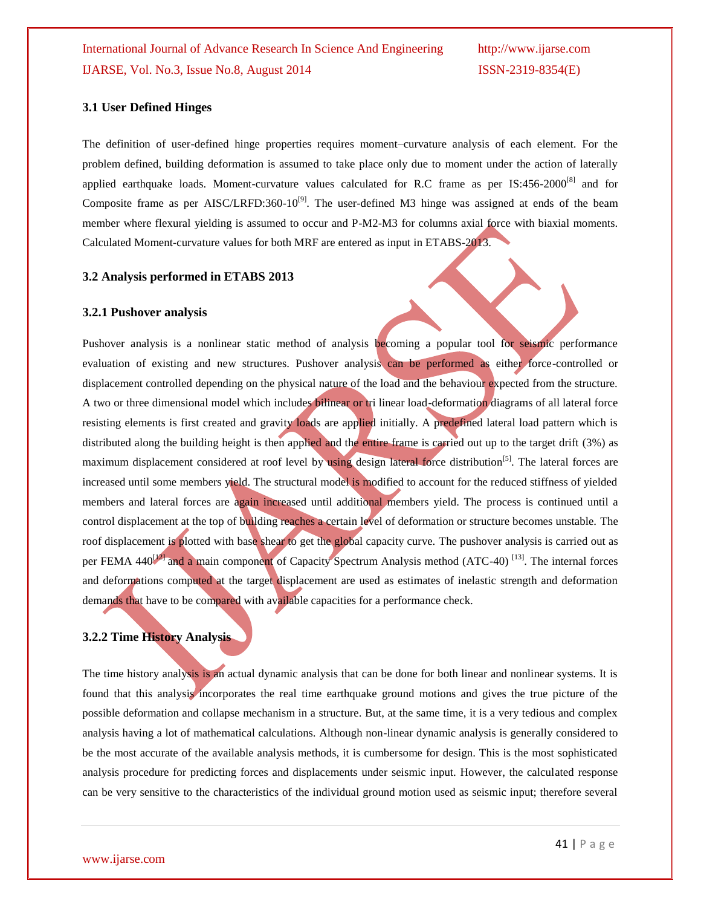### 3.1 User Defined Hinges

The definition of user-defined hinge properties requires moment–curvature analysis of each element. For the problem defined, building deformation is assumed to take place only due to moment under the action of laterally applied earthquake loads. Moment-curvature values calculated for R.C frame as per IS:456-2000[8] and for Composite frame as per AISC/LRFD:360-10[9]. The user-defined M3 hinge was assigned at ends of the beam member where flexural yielding is assumed to occur and P-M2-M3 for columns axial force with biaxial moments. Calculated Moment-curvature values for both MRF are entered as input in ETABS-2013.

### 3.2 Analysis performed in ETABS 2013

#### 3.2.1 Pushover analysis

Pushover analysis is a nonlinear static method of analysis becoming a popular tool for seismic performance evaluation of existing and new structures. Pushover analysis can be performed as either force-controlled or displacement controlled depending on the physical nature of the load and the behaviour expected from the structure. A two or three dimensional model which includes bilinear or tri linear load-deformation diagrams of all lateral force resisting elements is first created and gravity loads are applied initially. A predefined lateral load pattern which is distributed along the building height is then applied and the entire frame is carried out up to the target drift (3%) as maximum displacement considered at roof level by using design lateral force distribution[5]. The lateral forces are increased until some members yield. The structural model is modified to account for the reduced stiffness of yielded members and lateral forces are again increased until additional members yield. The process is continued until a control displacement at the top of building reaches a certain level of deformation or structure becomes unstable. The roof displacement is plotted with base shear to get the global capacity curve. The pushover analysis is carried out as per FEMA 440[12] and a main component of Capacity Spectrum Analysis method (ATC-40) [13]. The internal forces and deformations computed at the target displacement are used as estimates of inelastic strength and deformation demands that have to be compared with available capacities for a performance check.

#### 3.2.2 Time History Analysis

The time history analysis is an actual dynamic analysis that can be done for both linear and nonlinear systems. It is found that this analysis incorporates the real time earthquake ground motions and gives the true picture of the possible deformation and collapse mechanism in a structure. But, at the same time, it is a very tedious and complex analysis having a lot of mathematical calculations. Although non-linear dynamic analysis is generally considered to be the most accurate of the available analysis methods, it is cumbersome for design. This is the most sophisticated analysis procedure for predicting forces and displacements under seismic input. However, the calculated response can be very sensitive to the characteristics of the individual ground motion used as seismic input; therefore several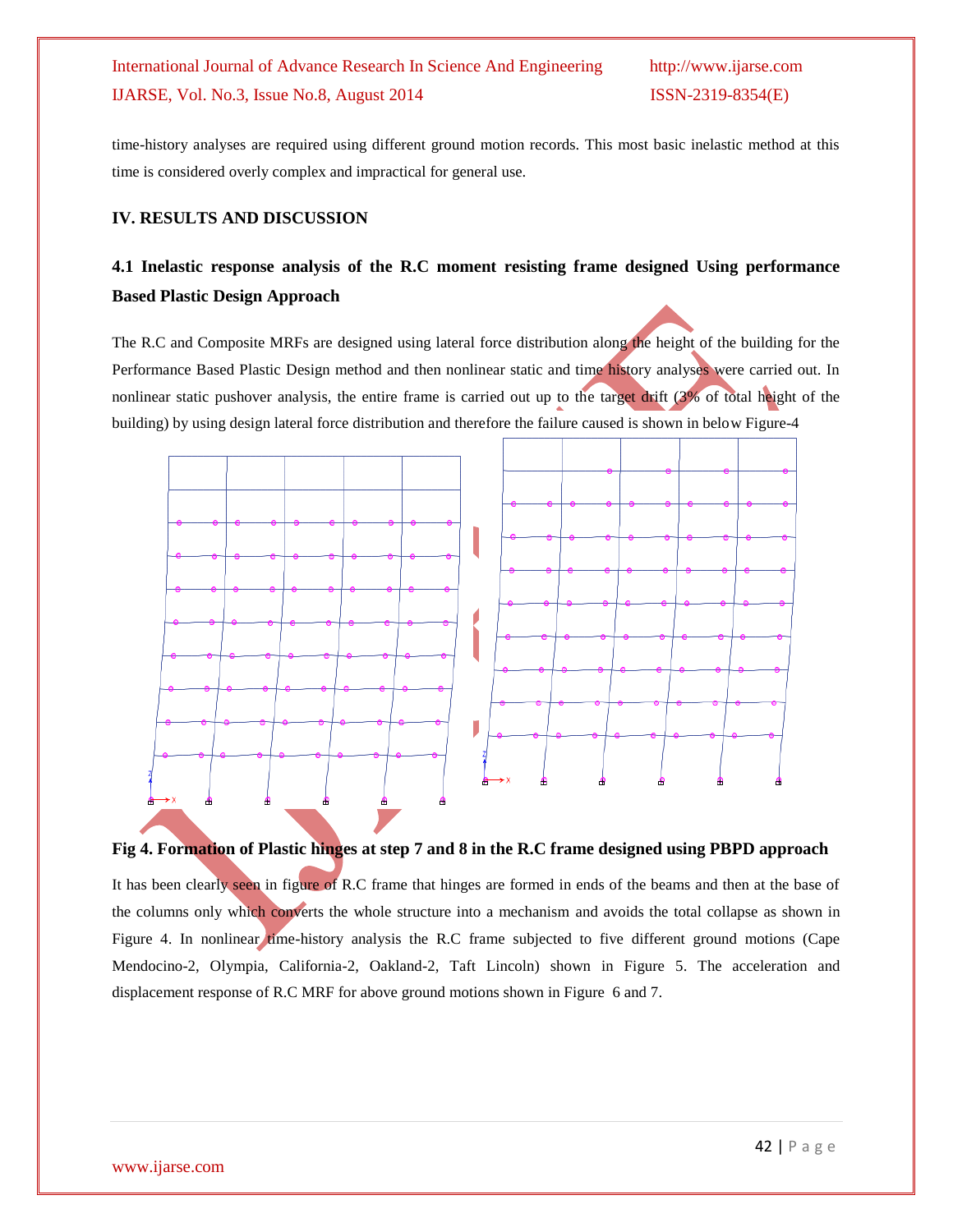time-history analyses are required using different ground motion records. This most basic inelastic method at this time is considered overly complex and impractical for general use.

## IV. RESULTS AND DISCUSSION

### 4.1 Inelastic response analysis of the R.C moment resisting frame designed Using performance Based Plastic Design Approach

The R.C and Composite MRFs are designed using lateral force distribution along the height of the building for the Performance Based Plastic Design method and then nonlinear static and time history analyses were carried out. In nonlinear static pushover analysis, the entire frame is carried out up to the target drift (3% of total height of the building) by using design lateral force distribution and therefore the failure caused is shown in below Figure-4

**Fig 4. Formation of Plastic hinges at step 7 and 8 in the R.C frame designed using PBPD approach**

It has been clearly seen in figure of R.C frame that hinges are formed in ends of the beams and then at the base of the columns only which converts the whole structure into a mechanism and avoids the total collapse as shown in Figure 4. In nonlinear time-history analysis the R.C frame subjected to five different ground motions (Cape Mendocino-2, Olympia, California-2, Oakland-2, Taft Lincoln) shown in Figure 5. The acceleration and displacement response of R.C MRF for above ground motions shown in Figure 6 and 7.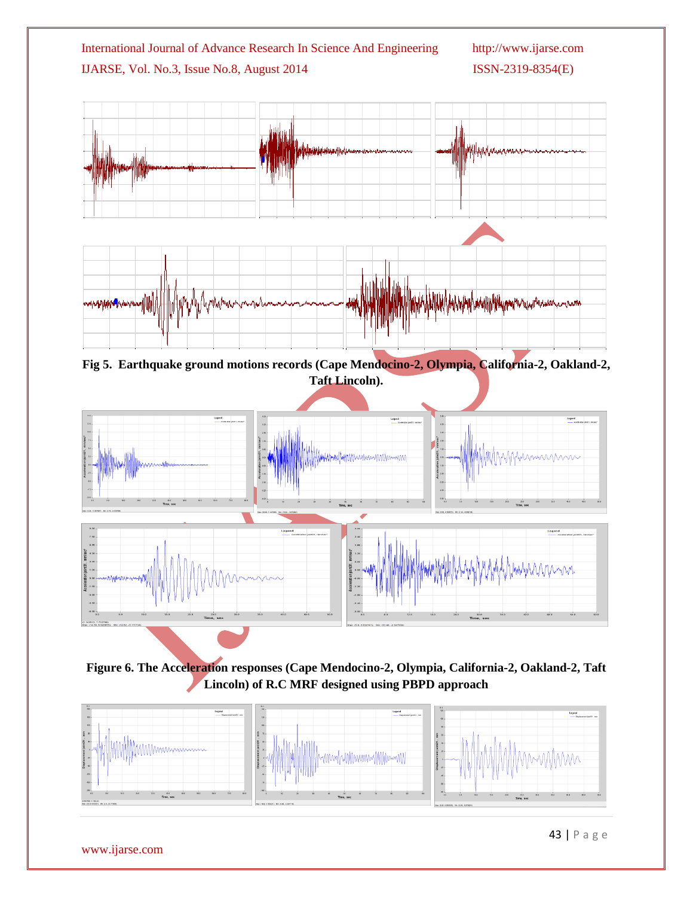**Fig 5. Earthquake ground motions records (Cape Mendocino-2, Olympia, California-2, Oakland-2, Taft Lincoln).**

**Figure 6. The Acceleration responses (Cape Mendocino-2, Olympia, California-2, Oakland-2, Taft Lincoln) of R.C MRF designed using PBPD approach**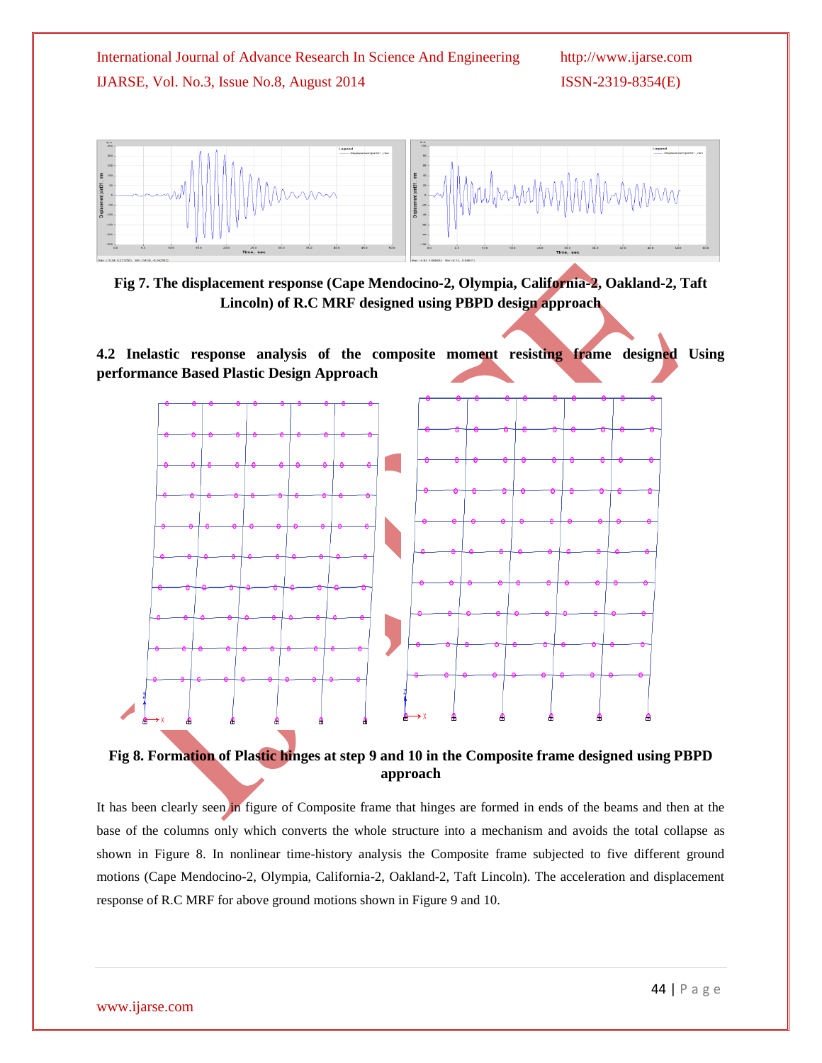Fig 7. The displacement response (Cape Mendocino-2, Olympia, California-2, Oakland-2, Taft Lincoln) of R.C MRF designed using PBPD design approach

### 4.2 Inelastic response analysis of the composite moment resisting frame designed Using performance Based Plastic Design Approach

Fig 8. Formation of Plastic hinges at step 9 and 10 in the Composite frame designed using PBPD approach

It has been clearly seen in figure of Composite frame that hinges are formed in ends of the beams and then at the base of the columns only which converts the whole structure into a mechanism and avoids the total collapse as shown in Figure 8. In nonlinear time-history analysis the Composite frame subjected to five different ground motions (Cape Mendocino-2, Olympia, California-2, Oakland-2, Taft Lincoln). The acceleration and displacement response of R.C MRF for above ground motions shown in Figure 9 and 10.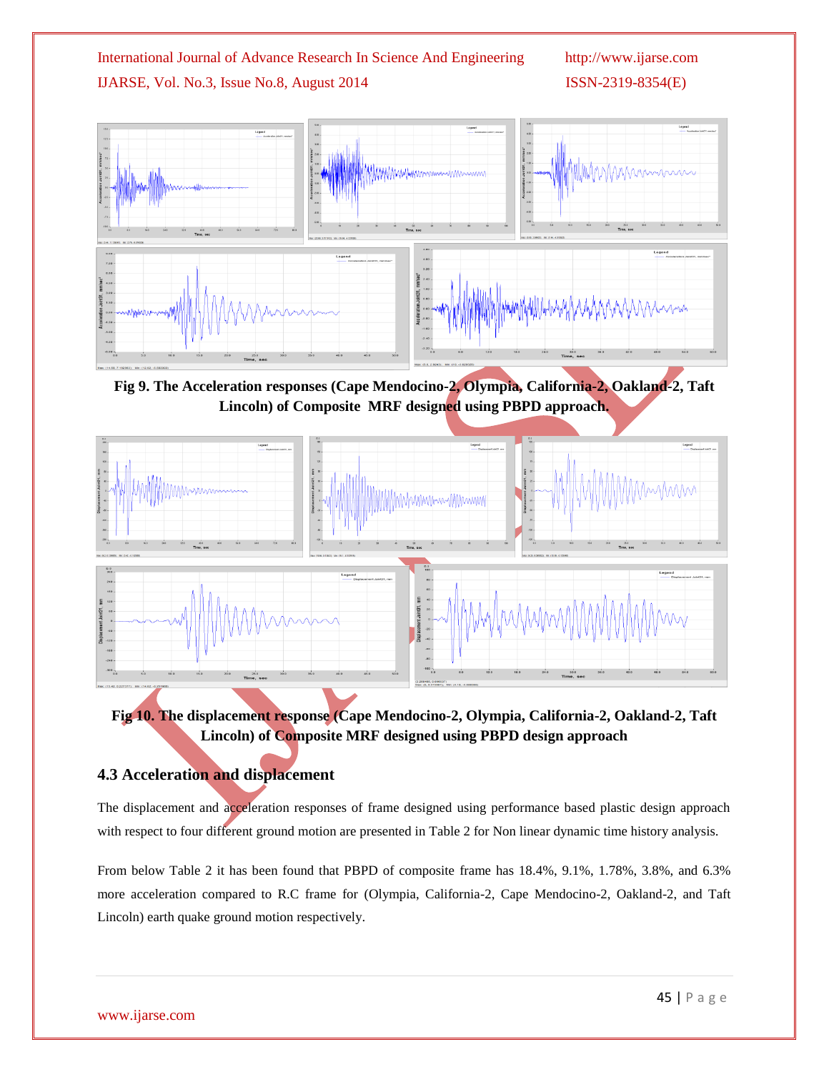**Fig 9. The Acceleration responses (Cape Mendocino-2, Olympia, California-2, Oakland-2, Taft Lincoln) of Composite MRF designed using PBPD approach.**

**Fig 10. The displacement response (Cape Mendocino-2, Olympia, California-2, Oakland-2, Taft Lincoln) of Composite MRF designed using PBPD design approach**

### 4.3 Acceleration and displacement

The displacement and acceleration responses of frame designed using performance based plastic design approach with respect to four different ground motion are presented in Table 2 for Non linear dynamic time history analysis.

From below Table 2 it has been found that PBPD of composite frame has 18.4%, 9.1%, 1.78%, 3.8%, and 6.3% more acceleration compared to R.C frame for (Olympia, California-2, Cape Mendocino-2, Oakland-2, and Taft Lincoln) earth quake ground motion respectively.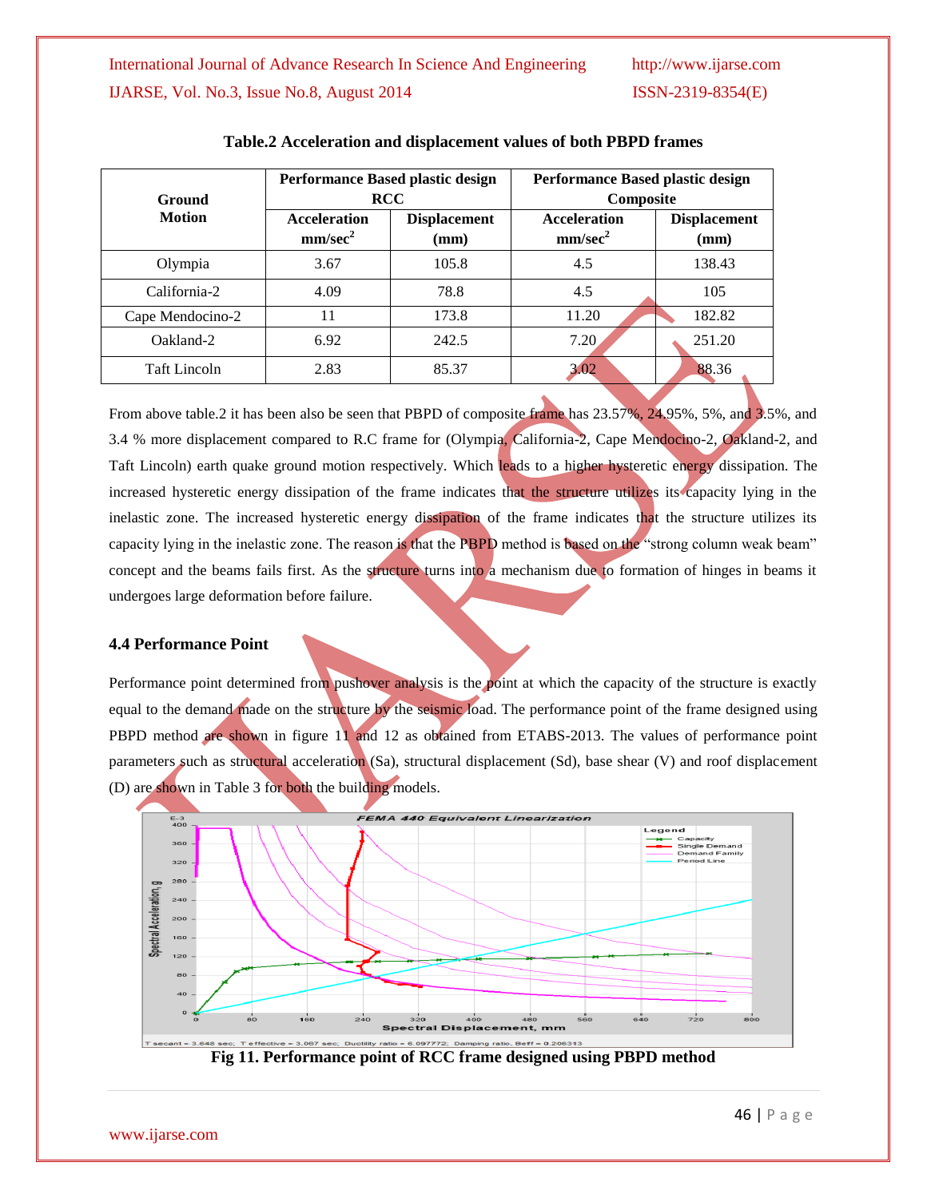**Table.2 Acceleration and displacement values of both PBPD frames**

| Ground Motion | Performance Based plastic design RCC | | Performance Based plastic design Composite | |
|---|---|---|---|---|
| | Acceleration mm/sec$^2$ | Displacement (mm) | Acceleration mm/sec$^2$ | Displacement (mm) |
| Olympia | 3.67 | 105.8 | 4.5 | 138.43 |
| California-2 | 4.09 | 78.8 | 4.5 | 105 |
| Cape Mendocino-2 | 11 | 173.8 | 11.20 | 182.82 |
| Oakland-2 | 6.92 | 242.5 | 7.20 | 251.20 |
| Taft Lincoln | 2.83 | 85.37 | 3.02 | 88.36 |

From above table.2 it has been also be seen that PBPD of composite frame has 23.57%, 24.95%, 5%, and 3.5%, and 3.4 % more displacement compared to R.C frame for (Olympia, California-2, Cape Mendocino-2, Oakland-2, and Taft Lincoln) earth quake ground motion respectively. Which leads to a higher hysteretic energy dissipation. The increased hysteretic energy dissipation of the frame indicates that the structure utilizes its capacity lying in the inelastic zone. The increased hysteretic energy dissipation of the frame indicates that the structure utilizes its capacity lying in the inelastic zone. The reason is that the PBPD method is based on the "strong column weak beam" concept and the beams fails first. As the structure turns into a mechanism due to formation of hinges in beams it undergoes large deformation before failure.

### 4.4 Performance Point

Performance point determined from pushover analysis is the point at which the capacity of the structure is exactly equal to the demand made on the structure by the seismic load. The performance point of the frame designed using PBPD method are shown in figure 11 and 12 as obtained from ETABS-2013. The values of performance point parameters such as structural acceleration (Sa), structural displacement (Sd), base shear (V) and roof displacement (D) are shown in Table 3 for both the building models.

**Fig 11. Performance point of RCC frame designed using PBPD method**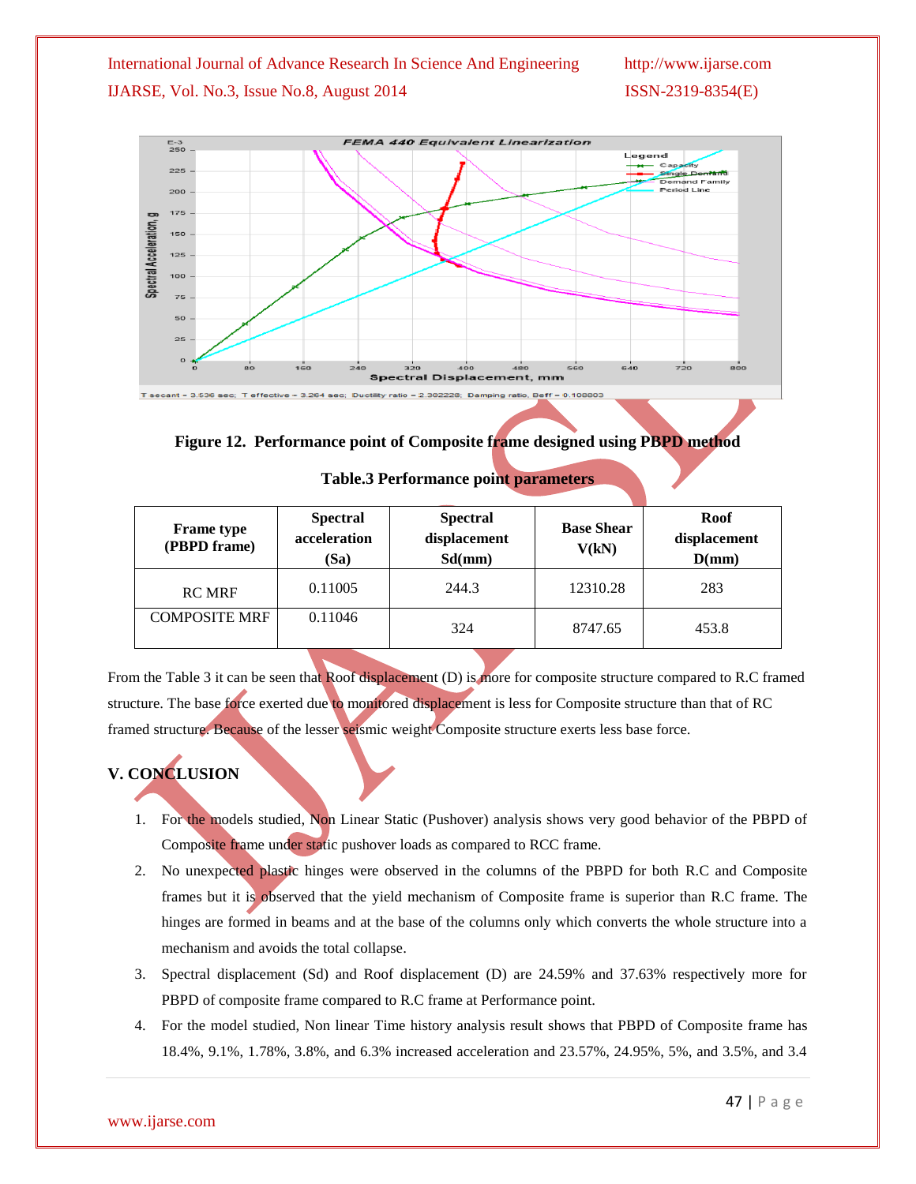FEMA 440 Equivalent Linearization

E-3

Spectral Acceleration, g

Spectral Displacement, mm

Legend
Capacity
Single Demand
Demand Family
Period Line

T secant = 3.536 sec; T effective = 3.264 sec; Ductility ratio = 2.302228; Damping ratio, Beff = 0.108803

**Figure 12. Performance point of Composite frame designed using PBPD method**

**Table.3 Performance point parameters**

| Frame type (PBPD frame) | Spectral acceleration (Sa) | Spectral displacement Sd(mm) | Base Shear V(kN) | Roof displacement D(mm) |
|---|---|---|---|---|
| RC MRF | 0.11005 | 244.3 | 12310.28 | 283 |
| COMPOSITE MRF | 0.11046 | 324 | 8747.65 | 453.8 |

From the Table 3 it can be seen that Roof displacement (D) is more for composite structure compared to R.C framed structure. The base force exerted due to monitored displacement is less for Composite structure than that of RC framed structure. Because of the lesser seismic weight Composite structure exerts less base force.

## V. CONCLUSION

1. For the models studied, Non Linear Static (Pushover) analysis shows very good behavior of the PBPD of Composite frame under static pushover loads as compared to RCC frame.
2. No unexpected plastic hinges were observed in the columns of the PBPD for both R.C and Composite frames but it is observed that the yield mechanism of Composite frame is superior than R.C frame. The hinges are formed in beams and at the base of the columns only which converts the whole structure into a mechanism and avoids the total collapse.
3. Spectral displacement (Sd) and Roof displacement (D) are 24.59% and 37.63% respectively more for PBPD of composite frame compared to R.C frame at Performance point.
4. For the model studied, Non linear Time history analysis result shows that PBPD of Composite frame has 18.4%, 9.1%, 1.78%, 3.8%, and 6.3% increased acceleration and 23.57%, 24.95%, 5%, and 3.5%, and 3.4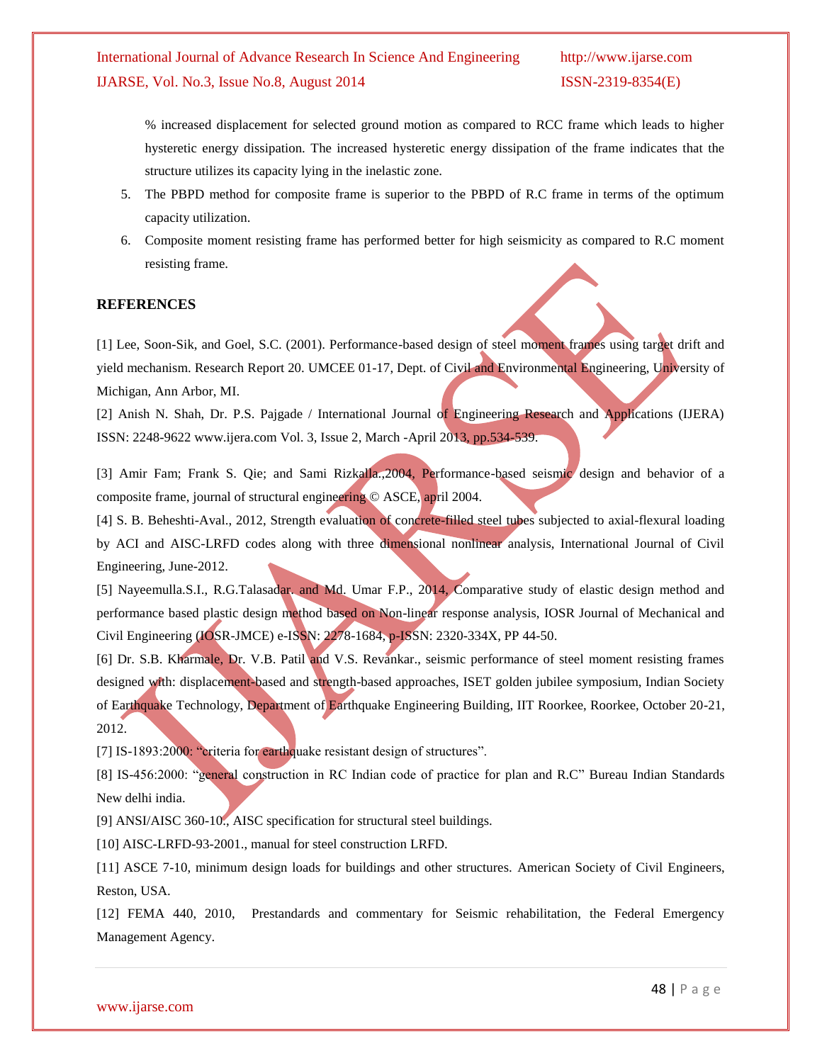% increased displacement for selected ground motion as compared to RCC frame which leads to higher hysteretic energy dissipation. The increased hysteretic energy dissipation of the frame indicates that the structure utilizes its capacity lying in the inelastic zone.

5. The PBPD method for composite frame is superior to the PBPD of R.C frame in terms of the optimum capacity utilization.
6. Composite moment resisting frame has performed better for high seismicity as compared to R.C moment resisting frame.

## REFERENCES

[1] Lee, Soon-Sik, and Goel, S.C. (2001). Performance-based design of steel moment frames using target drift and yield mechanism. Research Report 20. UMCEE 01-17, Dept. of Civil and Environmental Engineering, University of Michigan, Ann Arbor, MI.

[2] Anish N. Shah, Dr. P.S. Pajgade / International Journal of Engineering Research and Applications (IJERA) ISSN: 2248-9622 www.ijera.com Vol. 3, Issue 2, March -April 2013, pp.534-539.

[3] Amir Fam; Frank S. Qie; and Sami Rizkalla.,2004, Performance-based seismic design and behavior of a composite frame, journal of structural engineering © ASCE, april 2004.

[4] S. B. Beheshti-Aval., 2012, Strength evaluation of concrete-filled steel tubes subjected to axial-flexural loading by ACI and AISC-LRFD codes along with three dimensional nonlinear analysis, International Journal of Civil Engineering, June-2012.

[5] Nayeemulla.S.I., R.G.Talasadar. and Md. Umar F.P., 2014, Comparative study of elastic design method and performance based plastic design method based on Non-linear response analysis, IOSR Journal of Mechanical and Civil Engineering (IOSR-JMCE) e-ISSN: 2278-1684, p-ISSN: 2320-334X, PP 44-50.

[6] Dr. S.B. Kharmale, Dr. V.B. Patil and V.S. Revankar., seismic performance of steel moment resisting frames designed with: displacement-based and strength-based approaches, ISET golden jubilee symposium, Indian Society of Earthquake Technology, Department of Earthquake Engineering Building, IIT Roorkee, Roorkee, October 20-21, 2012.

[7] IS-1893:2000: "criteria for earthquake resistant design of structures".

[8] IS-456:2000: "general construction in RC Indian code of practice for plan and R.C" Bureau Indian Standards New delhi india.

[9] ANSI/AISC 360-10., AISC specification for structural steel buildings.

[10] AISC-LRFD-93-2001., manual for steel construction LRFD.

[11] ASCE 7-10, minimum design loads for buildings and other structures. American Society of Civil Engineers, Reston, USA.

[12] FEMA 440, 2010, Prestandards and commentary for Seismic rehabilitation, the Federal Emergency Management Agency.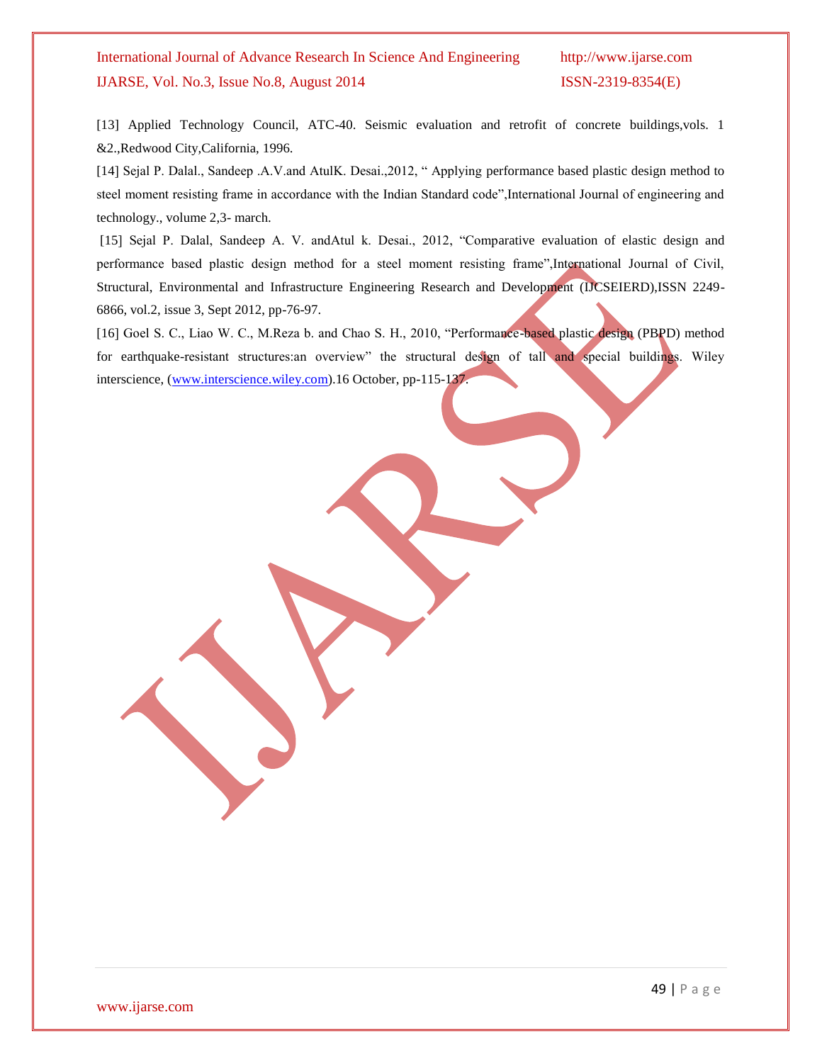[13] Applied Technology Council, ATC-40. Seismic evaluation and retrofit of concrete buildings,vols. 1 &2.,Redwood City,California, 1996.

[14] Sejal P. Dalal., Sandeep .A.V.and AtulK. Desai.,2012, " Applying performance based plastic design method to steel moment resisting frame in accordance with the Indian Standard code",International Journal of engineering and technology., volume 2,3- march.

[15] Sejal P. Dalal, Sandeep A. V. andAtul k. Desai., 2012, "Comparative evaluation of elastic design and performance based plastic design method for a steel moment resisting frame",International Journal of Civil, Structural, Environmental and Infrastructure Engineering Research and Development (IJCSEIERD),ISSN 2249-6866, vol.2, issue 3, Sept 2012, pp-76-97.

[16] Goel S. C., Liao W. C., M.Reza b. and Chao S. H., 2010, "Performance-based plastic design (PBPD) method for earthquake-resistant structures:an overview" the structural design of tall and special buildings. Wiley interscience, (www.interscience.wiley.com).16 October, pp-115-137.